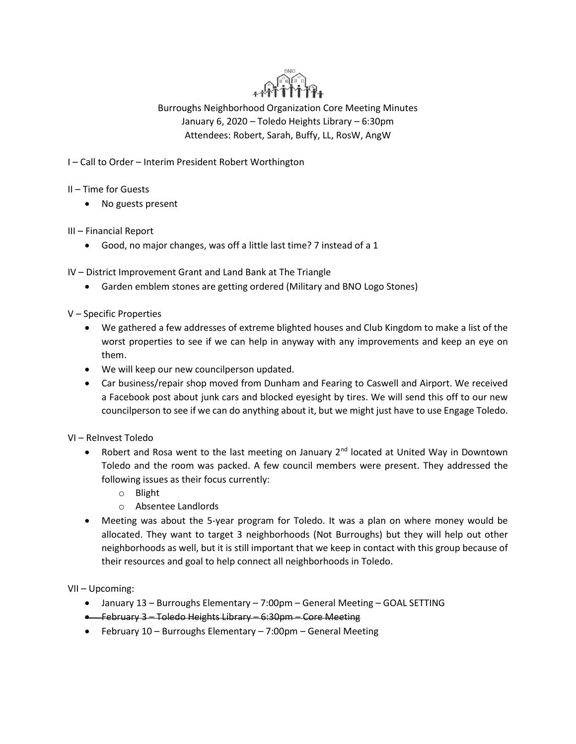Burroughs Neighborhood Organization Core Meeting Minutes
January 6, 2020 – Toledo Heights Library – 6:30pm
Attendees: Robert, Sarah, Buffy, LL, RosW, AngW

I – Call to Order – Interim President Robert Worthington

II – Time for Guests

- No guests present

III – Financial Report

- Good, no major changes, was off a little last time? 7 instead of a 1

IV – District Improvement Grant and Land Bank at The Triangle

- Garden emblem stones are getting ordered (Military and BNO Logo Stones)

V – Specific Properties

- We gathered a few addresses of extreme blighted houses and Club Kingdom to make a list of the worst properties to see if we can help in anyway with any improvements and keep an eye on them.
- We will keep our new councilperson updated.
- Car business/repair shop moved from Dunham and Fearing to Caswell and Airport. We received a Facebook post about junk cars and blocked eyesight by tires. We will send this off to our new councilperson to see if we can do anything about it, but we might just have to use Engage Toledo.

VI – ReInvest Toledo

- Robert and Rosa went to the last meeting on January 2nd located at United Way in Downtown Toledo and the room was packed. A few council members were present. They addressed the following issues as their focus currently:
  - Blight
  - Absentee Landlords
- Meeting was about the 5-year program for Toledo. It was a plan on where money would be allocated. They want to target 3 neighborhoods (Not Burroughs) but they will help out other neighborhoods as well, but it is still important that we keep in contact with this group because of their resources and goal to help connect all neighborhoods in Toledo.

VII – Upcoming:

- January 13 – Burroughs Elementary – 7:00pm – General Meeting – GOAL SETTING
- ~~February 3 – Toledo Heights Library – 6:30pm – Core Meeting~~
- February 10 – Burroughs Elementary – 7:00pm – General Meeting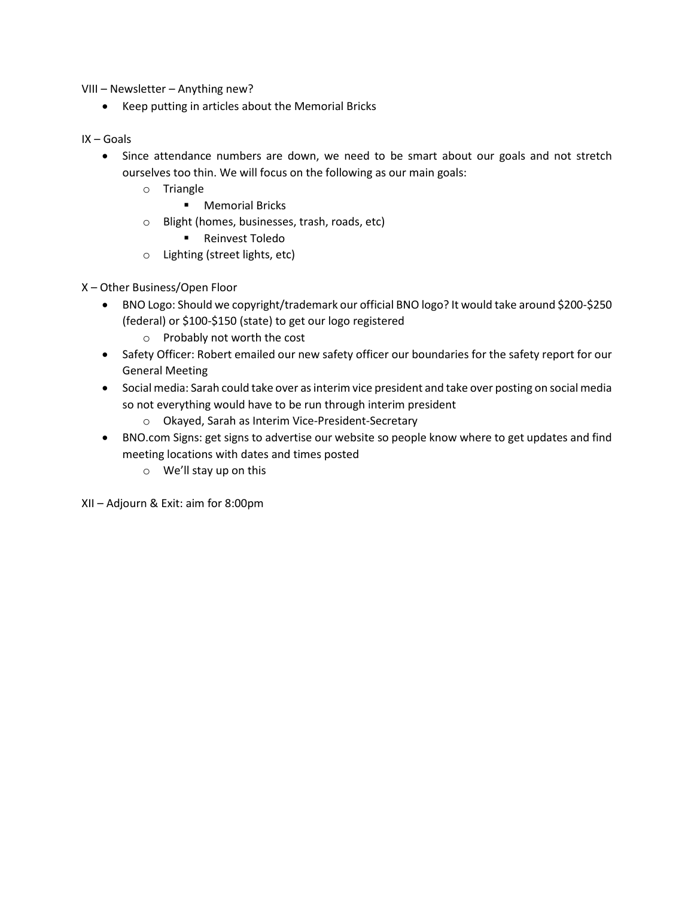VIII – Newsletter – Anything new?

- Keep putting in articles about the Memorial Bricks

IX – Goals

- Since attendance numbers are down, we need to be smart about our goals and not stretch ourselves too thin. We will focus on the following as our main goals:
    - Triangle
        - Memorial Bricks
    - Blight (homes, businesses, trash, roads, etc)
        - Reinvest Toledo
    - Lighting (street lights, etc)

X – Other Business/Open Floor

- BNO Logo: Should we copyright/trademark our official BNO logo? It would take around $200-$250 (federal) or $100-$150 (state) to get our logo registered
    - Probably not worth the cost
- Safety Officer: Robert emailed our new safety officer our boundaries for the safety report for our General Meeting
- Social media: Sarah could take over as interim vice president and take over posting on social media so not everything would have to be run through interim president
    - Okayed, Sarah as Interim Vice-President-Secretary
- BNO.com Signs: get signs to advertise our website so people know where to get updates and find meeting locations with dates and times posted
    - We'll stay up on this

XII – Adjourn & Exit: aim for 8:00pm